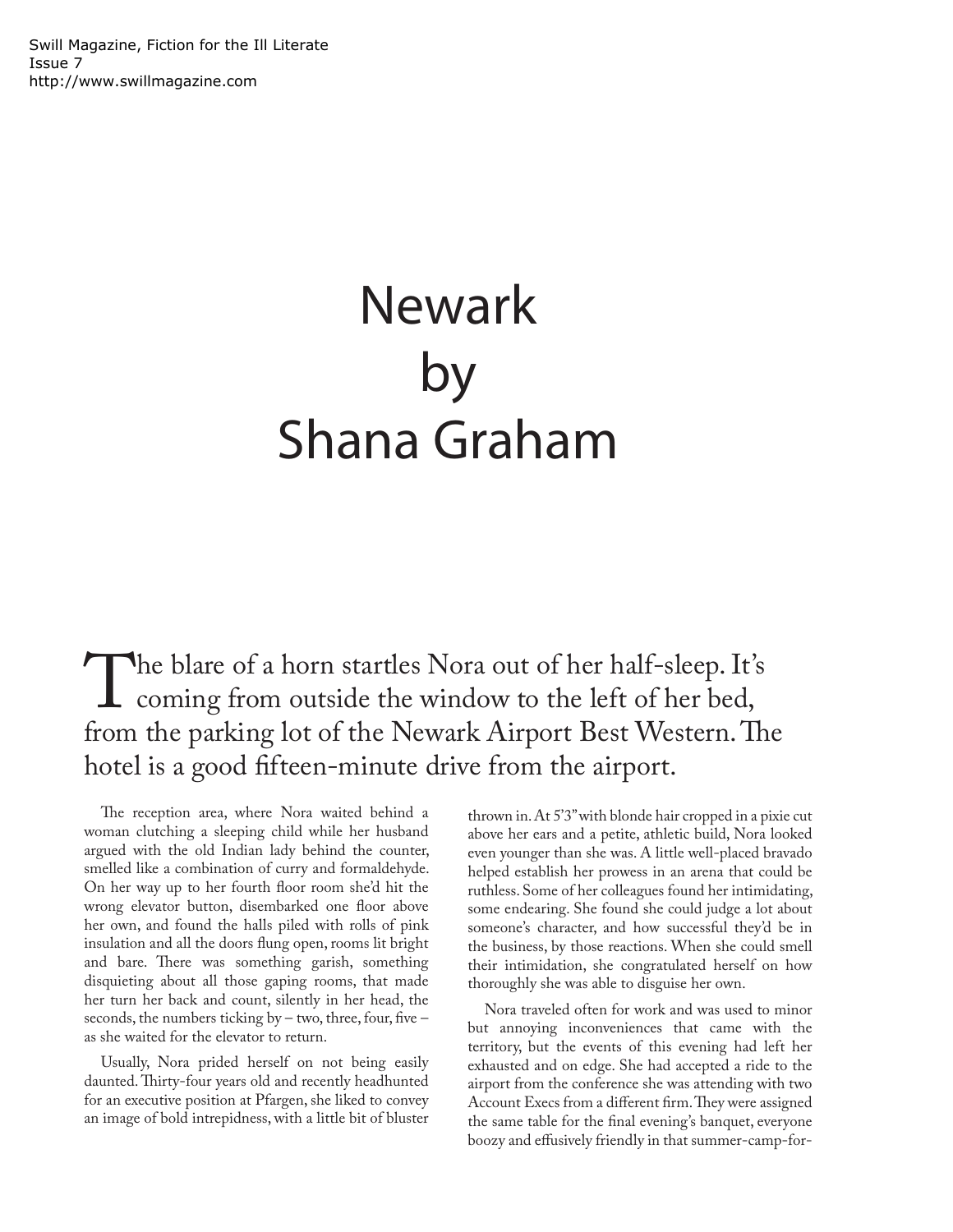# Newark
# by
# Shana Graham

The blare of a horn startles Nora out of her half-sleep. It's coming from outside the window to the left of her bed, from the parking lot of the Newark Airport Best Western. The hotel is a good fifteen-minute drive from the airport.

The reception area, where Nora waited behind a woman clutching a sleeping child while her husband argued with the old Indian lady behind the counter, smelled like a combination of curry and formaldehyde. On her way up to her fourth floor room she'd hit the wrong elevator button, disembarked one floor above her own, and found the halls piled with rolls of pink insulation and all the doors flung open, rooms lit bright and bare. There was something garish, something disquieting about all those gaping rooms, that made her turn her back and count, silently in her head, the seconds, the numbers ticking by – two, three, four, five – as she waited for the elevator to return.

Usually, Nora prided herself on not being easily daunted. Thirty-four years old and recently headhunted for an executive position at Pfargen, she liked to convey an image of bold intrepidness, with a little bit of bluster thrown in. At 5'3" with blonde hair cropped in a pixie cut above her ears and a petite, athletic build, Nora looked even younger than she was. A little well-placed bravado helped establish her prowess in an arena that could be ruthless. Some of her colleagues found her intimidating, some endearing. She found she could judge a lot about someone's character, and how successful they'd be in the business, by those reactions. When she could smell their intimidation, she congratulated herself on how thoroughly she was able to disguise her own.

Nora traveled often for work and was used to minor but annoying inconveniences that came with the territory, but the events of this evening had left her exhausted and on edge. She had accepted a ride to the airport from the conference she was attending with two Account Execs from a different firm. They were assigned the same table for the final evening's banquet, everyone boozy and effusively friendly in that summer-camp-for-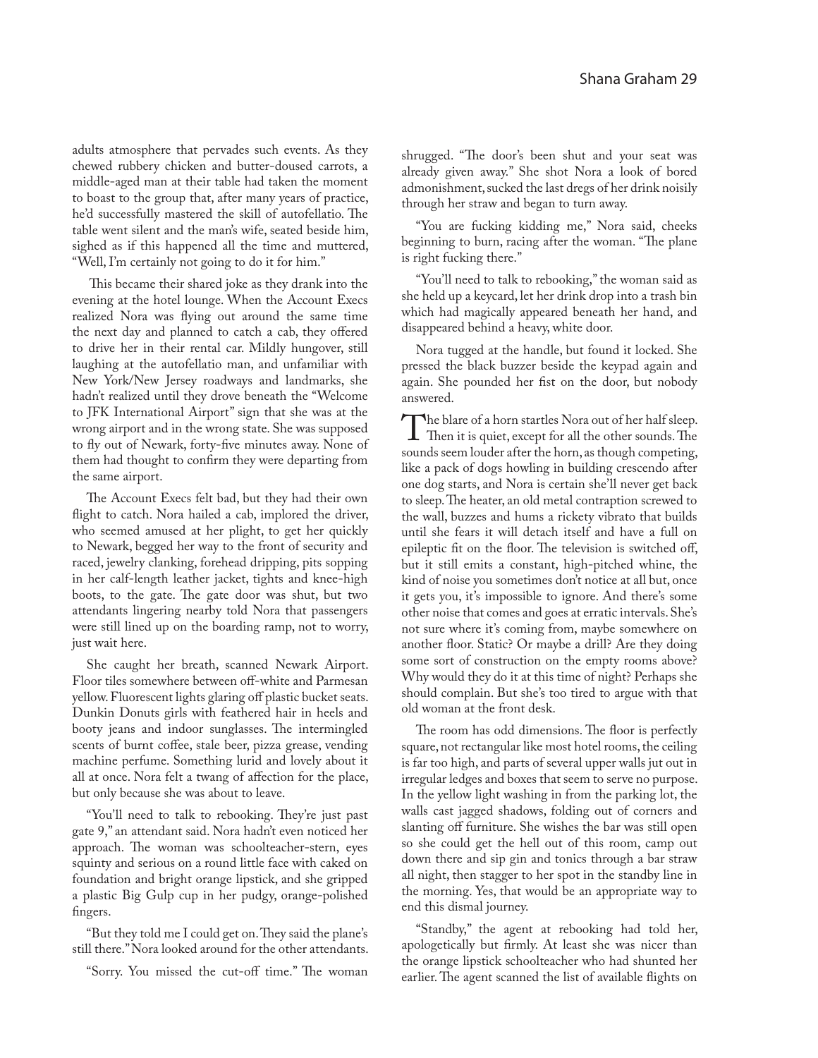adults atmosphere that pervades such events. As they chewed rubbery chicken and butter-doused carrots, a middle-aged man at their table had taken the moment to boast to the group that, after many years of practice, he'd successfully mastered the skill of autofellatio. The table went silent and the man's wife, seated beside him, sighed as if this happened all the time and muttered, "Well, I'm certainly not going to do it for him."

This became their shared joke as they drank into the evening at the hotel lounge. When the Account Execs realized Nora was flying out around the same time the next day and planned to catch a cab, they offered to drive her in their rental car. Mildly hungover, still laughing at the autofellatio man, and unfamiliar with New York/New Jersey roadways and landmarks, she hadn't realized until they drove beneath the "Welcome to JFK International Airport" sign that she was at the wrong airport and in the wrong state. She was supposed to fly out of Newark, forty-five minutes away. None of them had thought to confirm they were departing from the same airport.

The Account Execs felt bad, but they had their own flight to catch. Nora hailed a cab, implored the driver, who seemed amused at her plight, to get her quickly to Newark, begged her way to the front of security and raced, jewelry clanking, forehead dripping, pits sopping in her calf-length leather jacket, tights and knee-high boots, to the gate. The gate door was shut, but two attendants lingering nearby told Nora that passengers were still lined up on the boarding ramp, not to worry, just wait here.

She caught her breath, scanned Newark Airport. Floor tiles somewhere between off-white and Parmesan yellow. Fluorescent lights glaring off plastic bucket seats. Dunkin Donuts girls with feathered hair in heels and booty jeans and indoor sunglasses. The intermingled scents of burnt coffee, stale beer, pizza grease, vending machine perfume. Something lurid and lovely about it all at once. Nora felt a twang of affection for the place, but only because she was about to leave.

"You'll need to talk to rebooking. They're just past gate 9," an attendant said. Nora hadn't even noticed her approach. The woman was schoolteacher-stern, eyes squinty and serious on a round little face with caked on foundation and bright orange lipstick, and she gripped a plastic Big Gulp cup in her pudgy, orange-polished fingers.

"But they told me I could get on. They said the plane's still there." Nora looked around for the other attendants.

"Sorry. You missed the cut-off time." The woman shrugged. "The door's been shut and your seat was already given away." She shot Nora a look of bored admonishment, sucked the last dregs of her drink noisily through her straw and began to turn away.

"You are fucking kidding me," Nora said, cheeks beginning to burn, racing after the woman. "The plane is right fucking there."

"You'll need to talk to rebooking," the woman said as she held up a keycard, let her drink drop into a trash bin which had magically appeared beneath her hand, and disappeared behind a heavy, white door.

Nora tugged at the handle, but found it locked. She pressed the black buzzer beside the keypad again and again. She pounded her fist on the door, but nobody answered.

The blare of a horn startles Nora out of her half sleep. Then it is quiet, except for all the other sounds. The sounds seem louder after the horn, as though competing, like a pack of dogs howling in building crescendo after one dog starts, and Nora is certain she'll never get back to sleep. The heater, an old metal contraption screwed to the wall, buzzes and hums a rickety vibrato that builds until she fears it will detach itself and have a full on epileptic fit on the floor. The television is switched off, but it still emits a constant, high-pitched whine, the kind of noise you sometimes don't notice at all but, once it gets you, it's impossible to ignore. And there's some other noise that comes and goes at erratic intervals. She's not sure where it's coming from, maybe somewhere on another floor. Static? Or maybe a drill? Are they doing some sort of construction on the empty rooms above? Why would they do it at this time of night? Perhaps she should complain. But she's too tired to argue with that old woman at the front desk.

The room has odd dimensions. The floor is perfectly square, not rectangular like most hotel rooms, the ceiling is far too high, and parts of several upper walls jut out in irregular ledges and boxes that seem to serve no purpose. In the yellow light washing in from the parking lot, the walls cast jagged shadows, folding out of corners and slanting off furniture. She wishes the bar was still open so she could get the hell out of this room, camp out down there and sip gin and tonics through a bar straw all night, then stagger to her spot in the standby line in the morning. Yes, that would be an appropriate way to end this dismal journey.

"Standby," the agent at rebooking had told her, apologetically but firmly. At least she was nicer than the orange lipstick schoolteacher who had shunted her earlier. The agent scanned the list of available flights on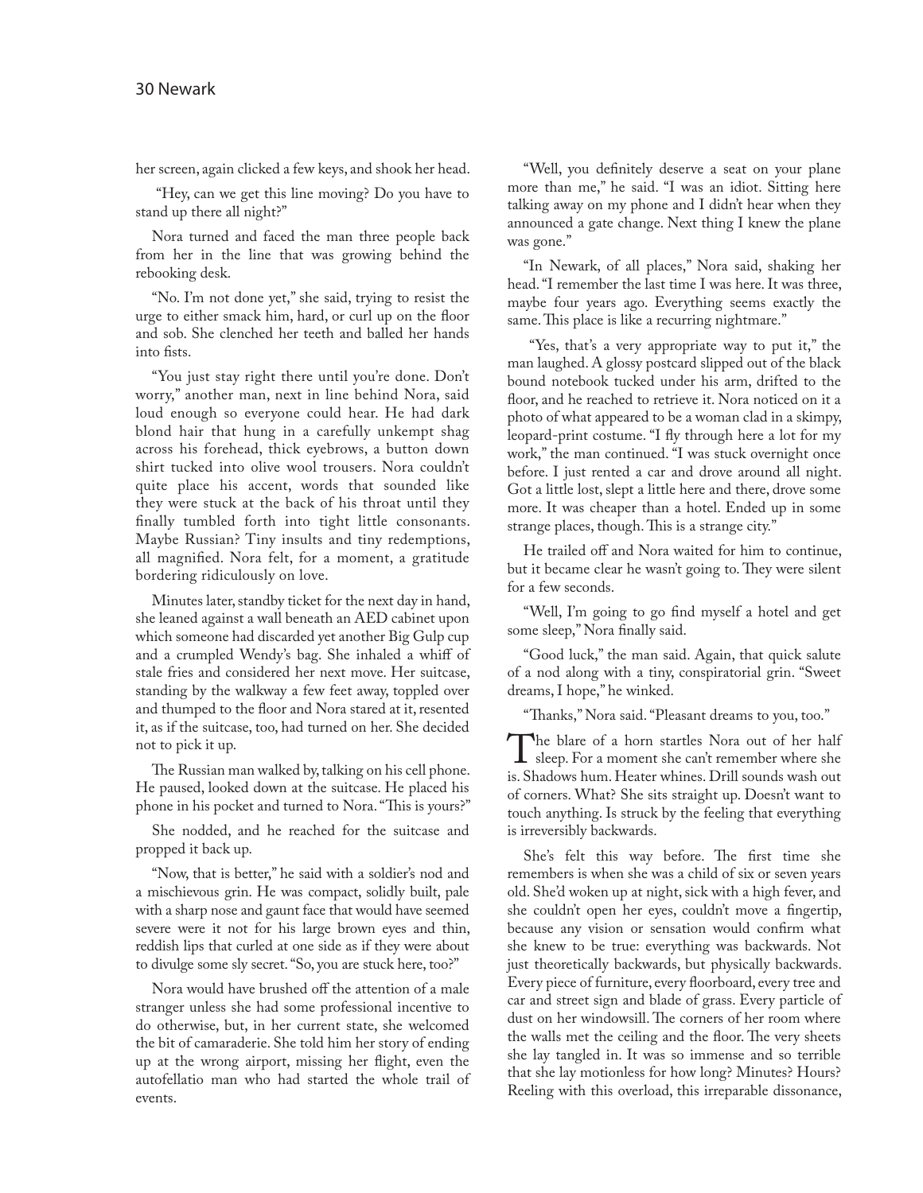her screen, again clicked a few keys, and shook her head.

"Hey, can we get this line moving? Do you have to stand up there all night?"

Nora turned and faced the man three people back from her in the line that was growing behind the rebooking desk.

"No. I'm not done yet," she said, trying to resist the urge to either smack him, hard, or curl up on the floor and sob. She clenched her teeth and balled her hands into fists.

"You just stay right there until you're done. Don't worry," another man, next in line behind Nora, said loud enough so everyone could hear. He had dark blond hair that hung in a carefully unkempt shag across his forehead, thick eyebrows, a button down shirt tucked into olive wool trousers. Nora couldn't quite place his accent, words that sounded like they were stuck at the back of his throat until they finally tumbled forth into tight little consonants. Maybe Russian? Tiny insults and tiny redemptions, all magnified. Nora felt, for a moment, a gratitude bordering ridiculously on love.

Minutes later, standby ticket for the next day in hand, she leaned against a wall beneath an AED cabinet upon which someone had discarded yet another Big Gulp cup and a crumpled Wendy's bag. She inhaled a whiff of stale fries and considered her next move. Her suitcase, standing by the walkway a few feet away, toppled over and thumped to the floor and Nora stared at it, resented it, as if the suitcase, too, had turned on her. She decided not to pick it up.

The Russian man walked by, talking on his cell phone. He paused, looked down at the suitcase. He placed his phone in his pocket and turned to Nora. "This is yours?"

She nodded, and he reached for the suitcase and propped it back up.

"Now, that is better," he said with a soldier's nod and a mischievous grin. He was compact, solidly built, pale with a sharp nose and gaunt face that would have seemed severe were it not for his large brown eyes and thin, reddish lips that curled at one side as if they were about to divulge some sly secret. "So, you are stuck here, too?"

Nora would have brushed off the attention of a male stranger unless she had some professional incentive to do otherwise, but, in her current state, she welcomed the bit of camaraderie. She told him her story of ending up at the wrong airport, missing her flight, even the autofellatio man who had started the whole trail of events.

"Well, you definitely deserve a seat on your plane more than me," he said. "I was an idiot. Sitting here talking away on my phone and I didn't hear when they announced a gate change. Next thing I knew the plane was gone."

"In Newark, of all places," Nora said, shaking her head. "I remember the last time I was here. It was three, maybe four years ago. Everything seems exactly the same. This place is like a recurring nightmare."

"Yes, that's a very appropriate way to put it," the man laughed. A glossy postcard slipped out of the black bound notebook tucked under his arm, drifted to the floor, and he reached to retrieve it. Nora noticed on it a photo of what appeared to be a woman clad in a skimpy, leopard-print costume. "I fly through here a lot for my work," the man continued. "I was stuck overnight once before. I just rented a car and drove around all night. Got a little lost, slept a little here and there, drove some more. It was cheaper than a hotel. Ended up in some strange places, though. This is a strange city."

He trailed off and Nora waited for him to continue, but it became clear he wasn't going to. They were silent for a few seconds.

"Well, I'm going to go find myself a hotel and get some sleep," Nora finally said.

"Good luck," the man said. Again, that quick salute of a nod along with a tiny, conspiratorial grin. "Sweet dreams, I hope," he winked.

"Thanks," Nora said. "Pleasant dreams to you, too."

The blare of a horn startles Nora out of her half sleep. For a moment she can't remember where she is. Shadows hum. Heater whines. Drill sounds wash out of corners. What? She sits straight up. Doesn't want to touch anything. Is struck by the feeling that everything is irreversibly backwards.

She's felt this way before. The first time she remembers is when she was a child of six or seven years old. She'd woken up at night, sick with a high fever, and she couldn't open her eyes, couldn't move a fingertip, because any vision or sensation would confirm what she knew to be true: everything was backwards. Not just theoretically backwards, but physically backwards. Every piece of furniture, every floorboard, every tree and car and street sign and blade of grass. Every particle of dust on her windowsill. The corners of her room where the walls met the ceiling and the floor. The very sheets she lay tangled in. It was so immense and so terrible that she lay motionless for how long? Minutes? Hours? Reeling with this overload, this irreparable dissonance,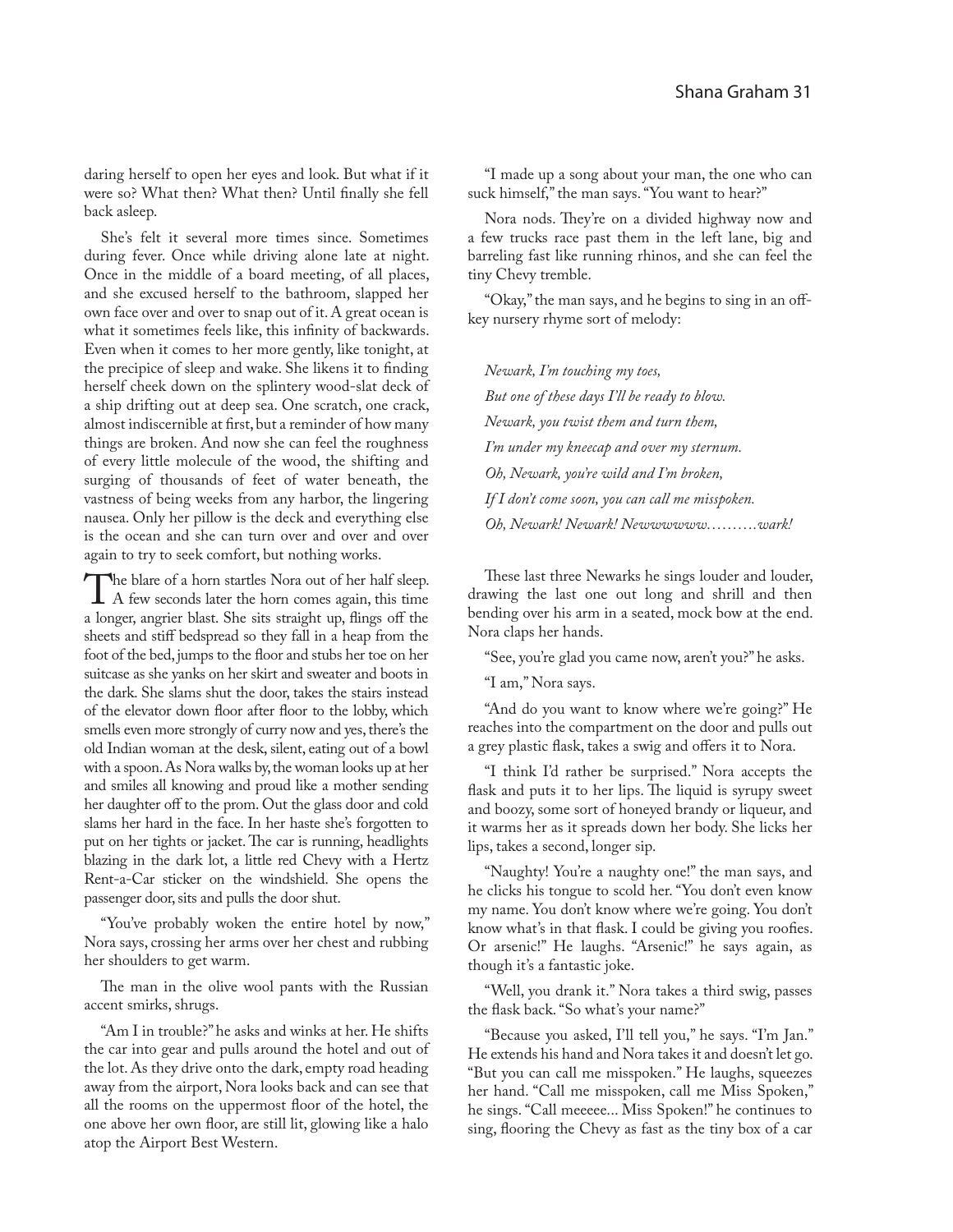daring herself to open her eyes and look. But what if it were so? What then? What then? Until finally she fell back asleep.

She's felt it several more times since. Sometimes during fever. Once while driving alone late at night. Once in the middle of a board meeting, of all places, and she excused herself to the bathroom, slapped her own face over and over to snap out of it. A great ocean is what it sometimes feels like, this infinity of backwards. Even when it comes to her more gently, like tonight, at the precipice of sleep and wake. She likens it to finding herself cheek down on the splintery wood-slat deck of a ship drifting out at deep sea. One scratch, one crack, almost indiscernible at first, but a reminder of how many things are broken. And now she can feel the roughness of every little molecule of the wood, the shifting and surging of thousands of feet of water beneath, the vastness of being weeks from any harbor, the lingering nausea. Only her pillow is the deck and everything else is the ocean and she can turn over and over and over again to try to seek comfort, but nothing works.

The blare of a horn startles Nora out of her half sleep. A few seconds later the horn comes again, this time a longer, angrier blast. She sits straight up, flings off the sheets and stiff bedspread so they fall in a heap from the foot of the bed, jumps to the floor and stubs her toe on her suitcase as she yanks on her skirt and sweater and boots in the dark. She slams shut the door, takes the stairs instead of the elevator down floor after floor to the lobby, which smells even more strongly of curry now and yes, there's the old Indian woman at the desk, silent, eating out of a bowl with a spoon. As Nora walks by, the woman looks up at her and smiles all knowing and proud like a mother sending her daughter off to the prom. Out the glass door and cold slams her hard in the face. In her haste she's forgotten to put on her tights or jacket. The car is running, headlights blazing in the dark lot, a little red Chevy with a Hertz Rent-a-Car sticker on the windshield. She opens the passenger door, sits and pulls the door shut.

"You've probably woken the entire hotel by now," Nora says, crossing her arms over her chest and rubbing her shoulders to get warm.

The man in the olive wool pants with the Russian accent smirks, shrugs.

"Am I in trouble?" he asks and winks at her. He shifts the car into gear and pulls around the hotel and out of the lot. As they drive onto the dark, empty road heading away from the airport, Nora looks back and can see that all the rooms on the uppermost floor of the hotel, the one above her own floor, are still lit, glowing like a halo atop the Airport Best Western.

"I made up a song about your man, the one who can suck himself," the man says. "You want to hear?"

Nora nods. They're on a divided highway now and a few trucks race past them in the left lane, big and barreling fast like running rhinos, and she can feel the tiny Chevy tremble.

"Okay," the man says, and he begins to sing in an off-key nursery rhyme sort of melody:

*Newark, I'm touching my toes,*  
*But one of these days I'll be ready to blow.*  
*Newark, you twist them and turn them,*  
*I'm under my kneecap and over my sternum.*  
*Oh, Newark, you're wild and I'm broken,*  
*If I don't come soon, you can call me misspoken.*  
*Oh, Newark! Newark! Newwwwww……….wark!*

These last three Newarks he sings louder and louder, drawing the last one out long and shrill and then bending over his arm in a seated, mock bow at the end. Nora claps her hands.

"See, you're glad you came now, aren't you?" he asks.

"I am," Nora says.

"And do you want to know where we're going?" He reaches into the compartment on the door and pulls out a grey plastic flask, takes a swig and offers it to Nora.

"I think I'd rather be surprised." Nora accepts the flask and puts it to her lips. The liquid is syrupy sweet and boozy, some sort of honeyed brandy or liqueur, and it warms her as it spreads down her body. She licks her lips, takes a second, longer sip.

"Naughty! You're a naughty one!" the man says, and he clicks his tongue to scold her. "You don't even know my name. You don't know where we're going. You don't know what's in that flask. I could be giving you roofies. Or arsenic!" He laughs. "Arsenic!" he says again, as though it's a fantastic joke.

"Well, you drank it." Nora takes a third swig, passes the flask back. "So what's your name?"

"Because you asked, I'll tell you," he says. "I'm Jan." He extends his hand and Nora takes it and doesn't let go. "But you can call me misspoken." He laughs, squeezes her hand. "Call me misspoken, call me Miss Spoken," he sings. "Call meeeee... Miss Spoken!" he continues to sing, flooring the Chevy as fast as the tiny box of a car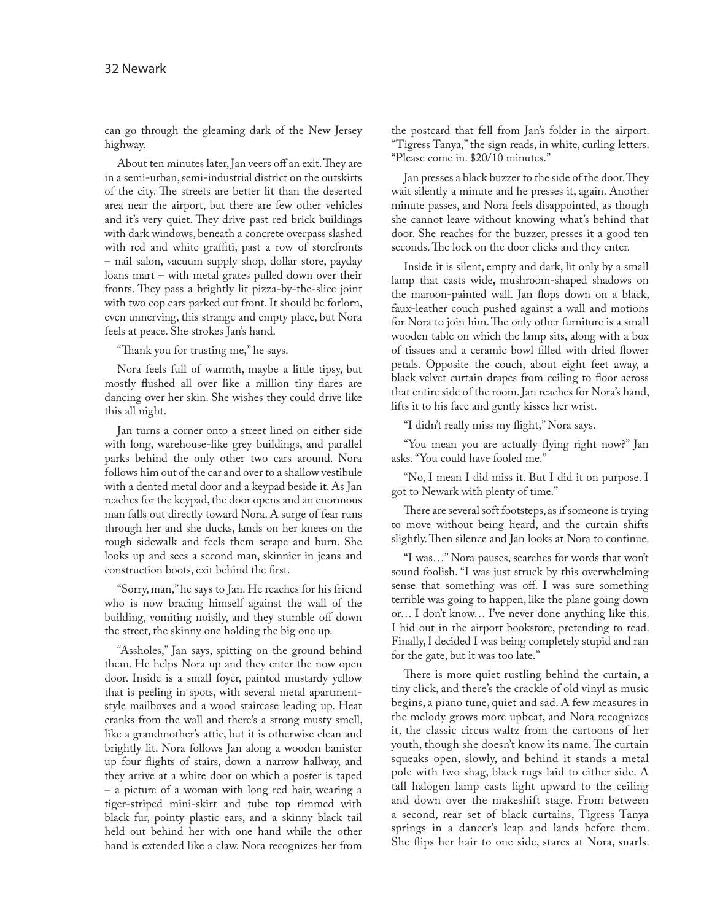can go through the gleaming dark of the New Jersey highway.

About ten minutes later, Jan veers off an exit. They are in a semi-urban, semi-industrial district on the outskirts of the city. The streets are better lit than the deserted area near the airport, but there are few other vehicles and it's very quiet. They drive past red brick buildings with dark windows, beneath a concrete overpass slashed with red and white graffiti, past a row of storefronts – nail salon, vacuum supply shop, dollar store, payday loans mart – with metal grates pulled down over their fronts. They pass a brightly lit pizza-by-the-slice joint with two cop cars parked out front. It should be forlorn, even unnerving, this strange and empty place, but Nora feels at peace. She strokes Jan's hand.

"Thank you for trusting me," he says.

Nora feels full of warmth, maybe a little tipsy, but mostly flushed all over like a million tiny flares are dancing over her skin. She wishes they could drive like this all night.

Jan turns a corner onto a street lined on either side with long, warehouse-like grey buildings, and parallel parks behind the only other two cars around. Nora follows him out of the car and over to a shallow vestibule with a dented metal door and a keypad beside it. As Jan reaches for the keypad, the door opens and an enormous man falls out directly toward Nora. A surge of fear runs through her and she ducks, lands on her knees on the rough sidewalk and feels them scrape and burn. She looks up and sees a second man, skinnier in jeans and construction boots, exit behind the first.

"Sorry, man," he says to Jan. He reaches for his friend who is now bracing himself against the wall of the building, vomiting noisily, and they stumble off down the street, the skinny one holding the big one up.

"Assholes," Jan says, spitting on the ground behind them. He helps Nora up and they enter the now open door. Inside is a small foyer, painted mustardy yellow that is peeling in spots, with several metal apartment-style mailboxes and a wood staircase leading up. Heat cranks from the wall and there's a strong musty smell, like a grandmother's attic, but it is otherwise clean and brightly lit. Nora follows Jan along a wooden banister up four flights of stairs, down a narrow hallway, and they arrive at a white door on which a poster is taped – a picture of a woman with long red hair, wearing a tiger-striped mini-skirt and tube top rimmed with black fur, pointy plastic ears, and a skinny black tail held out behind her with one hand while the other hand is extended like a claw. Nora recognizes her from the postcard that fell from Jan's folder in the airport. "Tigress Tanya," the sign reads, in white, curling letters. "Please come in. $20/10 minutes."

Jan presses a black buzzer to the side of the door. They wait silently a minute and he presses it, again. Another minute passes, and Nora feels disappointed, as though she cannot leave without knowing what's behind that door. She reaches for the buzzer, presses it a good ten seconds. The lock on the door clicks and they enter.

Inside it is silent, empty and dark, lit only by a small lamp that casts wide, mushroom-shaped shadows on the maroon-painted wall. Jan flops down on a black, faux-leather couch pushed against a wall and motions for Nora to join him. The only other furniture is a small wooden table on which the lamp sits, along with a box of tissues and a ceramic bowl filled with dried flower petals. Opposite the couch, about eight feet away, a black velvet curtain drapes from ceiling to floor across that entire side of the room. Jan reaches for Nora's hand, lifts it to his face and gently kisses her wrist.

"I didn't really miss my flight," Nora says.

"You mean you are actually flying right now?" Jan asks. "You could have fooled me."

"No, I mean I did miss it. But I did it on purpose. I got to Newark with plenty of time."

There are several soft footsteps, as if someone is trying to move without being heard, and the curtain shifts slightly. Then silence and Jan looks at Nora to continue.

"I was…" Nora pauses, searches for words that won't sound foolish. "I was just struck by this overwhelming sense that something was off. I was sure something terrible was going to happen, like the plane going down or… I don't know… I've never done anything like this. I hid out in the airport bookstore, pretending to read. Finally, I decided I was being completely stupid and ran for the gate, but it was too late."

There is more quiet rustling behind the curtain, a tiny click, and there's the crackle of old vinyl as music begins, a piano tune, quiet and sad. A few measures in the melody grows more upbeat, and Nora recognizes it, the classic circus waltz from the cartoons of her youth, though she doesn't know its name. The curtain squeaks open, slowly, and behind it stands a metal pole with two shag, black rugs laid to either side. A tall halogen lamp casts light upward to the ceiling and down over the makeshift stage. From between a second, rear set of black curtains, Tigress Tanya springs in a dancer's leap and lands before them. She flips her hair to one side, stares at Nora, snarls.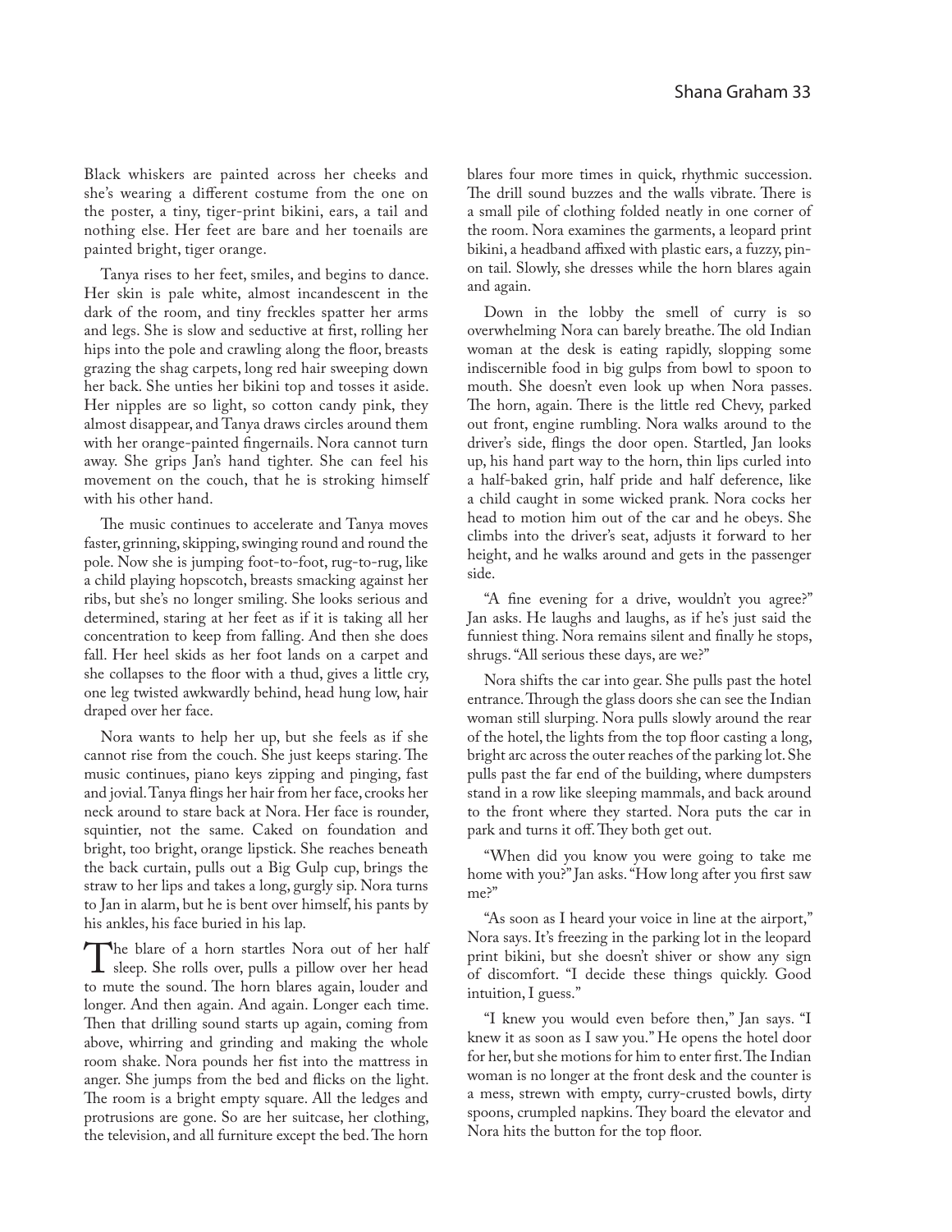Black whiskers are painted across her cheeks and she's wearing a different costume from the one on the poster, a tiny, tiger-print bikini, ears, a tail and nothing else. Her feet are bare and her toenails are painted bright, tiger orange.

Tanya rises to her feet, smiles, and begins to dance. Her skin is pale white, almost incandescent in the dark of the room, and tiny freckles spatter her arms and legs. She is slow and seductive at first, rolling her hips into the pole and crawling along the floor, breasts grazing the shag carpets, long red hair sweeping down her back. She unties her bikini top and tosses it aside. Her nipples are so light, so cotton candy pink, they almost disappear, and Tanya draws circles around them with her orange-painted fingernails. Nora cannot turn away. She grips Jan's hand tighter. She can feel his movement on the couch, that he is stroking himself with his other hand.

The music continues to accelerate and Tanya moves faster, grinning, skipping, swinging round and round the pole. Now she is jumping foot-to-foot, rug-to-rug, like a child playing hopscotch, breasts smacking against her ribs, but she's no longer smiling. She looks serious and determined, staring at her feet as if it is taking all her concentration to keep from falling. And then she does fall. Her heel skids as her foot lands on a carpet and she collapses to the floor with a thud, gives a little cry, one leg twisted awkwardly behind, head hung low, hair draped over her face.

Nora wants to help her up, but she feels as if she cannot rise from the couch. She just keeps staring. The music continues, piano keys zipping and pinging, fast and jovial. Tanya flings her hair from her face, crooks her neck around to stare back at Nora. Her face is rounder, squintier, not the same. Caked on foundation and bright, too bright, orange lipstick. She reaches beneath the back curtain, pulls out a Big Gulp cup, brings the straw to her lips and takes a long, gurgly sip. Nora turns to Jan in alarm, but he is bent over himself, his pants by his ankles, his face buried in his lap.

The blare of a horn startles Nora out of her half sleep. She rolls over, pulls a pillow over her head to mute the sound. The horn blares again, louder and longer. And then again. And again. Longer each time. Then that drilling sound starts up again, coming from above, whirring and grinding and making the whole room shake. Nora pounds her fist into the mattress in anger. She jumps from the bed and flicks on the light. The room is a bright empty square. All the ledges and protrusions are gone. So are her suitcase, her clothing, the television, and all furniture except the bed. The horn blares four more times in quick, rhythmic succession. The drill sound buzzes and the walls vibrate. There is a small pile of clothing folded neatly in one corner of the room. Nora examines the garments, a leopard print bikini, a headband affixed with plastic ears, a fuzzy, pin-on tail. Slowly, she dresses while the horn blares again and again.

Down in the lobby the smell of curry is so overwhelming Nora can barely breathe. The old Indian woman at the desk is eating rapidly, slopping some indiscernible food in big gulps from bowl to spoon to mouth. She doesn't even look up when Nora passes. The horn, again. There is the little red Chevy, parked out front, engine rumbling. Nora walks around to the driver's side, flings the door open. Startled, Jan looks up, his hand part way to the horn, thin lips curled into a half-baked grin, half pride and half deference, like a child caught in some wicked prank. Nora cocks her head to motion him out of the car and he obeys. She climbs into the driver's seat, adjusts it forward to her height, and he walks around and gets in the passenger side.

"A fine evening for a drive, wouldn't you agree?" Jan asks. He laughs and laughs, as if he's just said the funniest thing. Nora remains silent and finally he stops, shrugs. "All serious these days, are we?"

Nora shifts the car into gear. She pulls past the hotel entrance. Through the glass doors she can see the Indian woman still slurping. Nora pulls slowly around the rear of the hotel, the lights from the top floor casting a long, bright arc across the outer reaches of the parking lot. She pulls past the far end of the building, where dumpsters stand in a row like sleeping mammals, and back around to the front where they started. Nora puts the car in park and turns it off. They both get out.

"When did you know you were going to take me home with you?" Jan asks. "How long after you first saw me?"

"As soon as I heard your voice in line at the airport," Nora says. It's freezing in the parking lot in the leopard print bikini, but she doesn't shiver or show any sign of discomfort. "I decide these things quickly. Good intuition, I guess."

"I knew you would even before then," Jan says. "I knew it as soon as I saw you." He opens the hotel door for her, but she motions for him to enter first. The Indian woman is no longer at the front desk and the counter is a mess, strewn with empty, curry-crusted bowls, dirty spoons, crumpled napkins. They board the elevator and Nora hits the button for the top floor.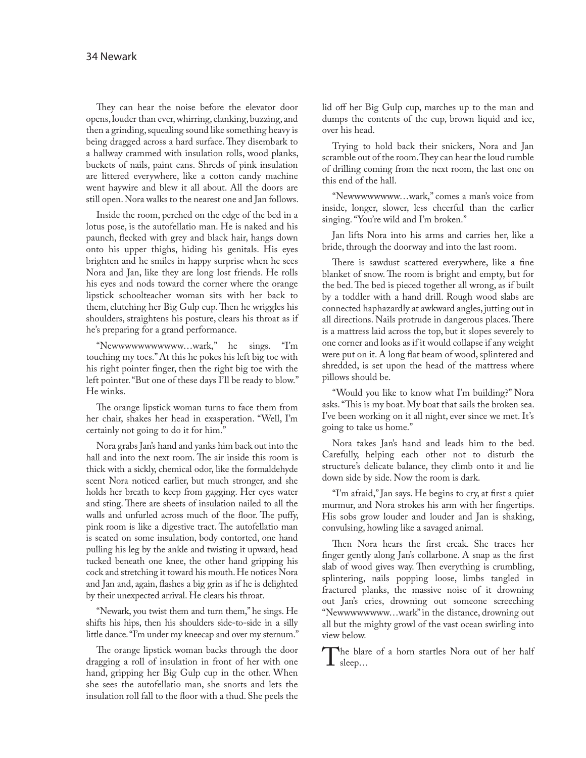They can hear the noise before the elevator door opens, louder than ever, whirring, clanking, buzzing, and then a grinding, squealing sound like something heavy is being dragged across a hard surface. They disembark to a hallway crammed with insulation rolls, wood planks, buckets of nails, paint cans. Shreds of pink insulation are littered everywhere, like a cotton candy machine went haywire and blew it all about. All the doors are still open. Nora walks to the nearest one and Jan follows.

Inside the room, perched on the edge of the bed in a lotus pose, is the autofellatio man. He is naked and his paunch, flecked with grey and black hair, hangs down onto his upper thighs, hiding his genitals. His eyes brighten and he smiles in happy surprise when he sees Nora and Jan, like they are long lost friends. He rolls his eyes and nods toward the corner where the orange lipstick schoolteacher woman sits with her back to them, clutching her Big Gulp cup. Then he wriggles his shoulders, straightens his posture, clears his throat as if he's preparing for a grand performance.

"Newwwwwwwwwwww…wark," he sings. "I'm touching my toes." At this he pokes his left big toe with his right pointer finger, then the right big toe with the left pointer. "But one of these days I'll be ready to blow." He winks.

The orange lipstick woman turns to face them from her chair, shakes her head in exasperation. "Well, I'm certainly not going to do it for him."

Nora grabs Jan's hand and yanks him back out into the hall and into the next room. The air inside this room is thick with a sickly, chemical odor, like the formaldehyde scent Nora noticed earlier, but much stronger, and she holds her breath to keep from gagging. Her eyes water and sting. There are sheets of insulation nailed to all the walls and unfurled across much of the floor. The puffy, pink room is like a digestive tract. The autofellatio man is seated on some insulation, body contorted, one hand pulling his leg by the ankle and twisting it upward, head tucked beneath one knee, the other hand gripping his cock and stretching it toward his mouth. He notices Nora and Jan and, again, flashes a big grin as if he is delighted by their unexpected arrival. He clears his throat.

"Newark, you twist them and turn them," he sings. He shifts his hips, then his shoulders side-to-side in a silly little dance. "I'm under my kneecap and over my sternum."

The orange lipstick woman backs through the door dragging a roll of insulation in front of her with one hand, gripping her Big Gulp cup in the other. When she sees the autofellatio man, she snorts and lets the insulation roll fall to the floor with a thud. She peels the lid off her Big Gulp cup, marches up to the man and dumps the contents of the cup, brown liquid and ice, over his head.

Trying to hold back their snickers, Nora and Jan scramble out of the room. They can hear the loud rumble of drilling coming from the next room, the last one on this end of the hall.

"Newwwwwwwww…wark," comes a man's voice from inside, longer, slower, less cheerful than the earlier singing. "You're wild and I'm broken."

Jan lifts Nora into his arms and carries her, like a bride, through the doorway and into the last room.

There is sawdust scattered everywhere, like a fine blanket of snow. The room is bright and empty, but for the bed. The bed is pieced together all wrong, as if built by a toddler with a hand drill. Rough wood slabs are connected haphazardly at awkward angles, jutting out in all directions. Nails protrude in dangerous places. There is a mattress laid across the top, but it slopes severely to one corner and looks as if it would collapse if any weight were put on it. A long flat beam of wood, splintered and shredded, is set upon the head of the mattress where pillows should be.

"Would you like to know what I'm building?" Nora asks. "This is my boat. My boat that sails the broken sea. I've been working on it all night, ever since we met. It's going to take us home."

Nora takes Jan's hand and leads him to the bed. Carefully, helping each other not to disturb the structure's delicate balance, they climb onto it and lie down side by side. Now the room is dark.

"I'm afraid," Jan says. He begins to cry, at first a quiet murmur, and Nora strokes his arm with her fingertips. His sobs grow louder and louder and Jan is shaking, convulsing, howling like a savaged animal.

Then Nora hears the first creak. She traces her finger gently along Jan's collarbone. A snap as the first slab of wood gives way. Then everything is crumbling, splintering, nails popping loose, limbs tangled in fractured planks, the massive noise of it drowning out Jan's cries, drowning out someone screeching "Newwwwwwwww…wark" in the distance, drowning out all but the mighty growl of the vast ocean swirling into view below.

The blare of a horn startles Nora out of her half sleep…